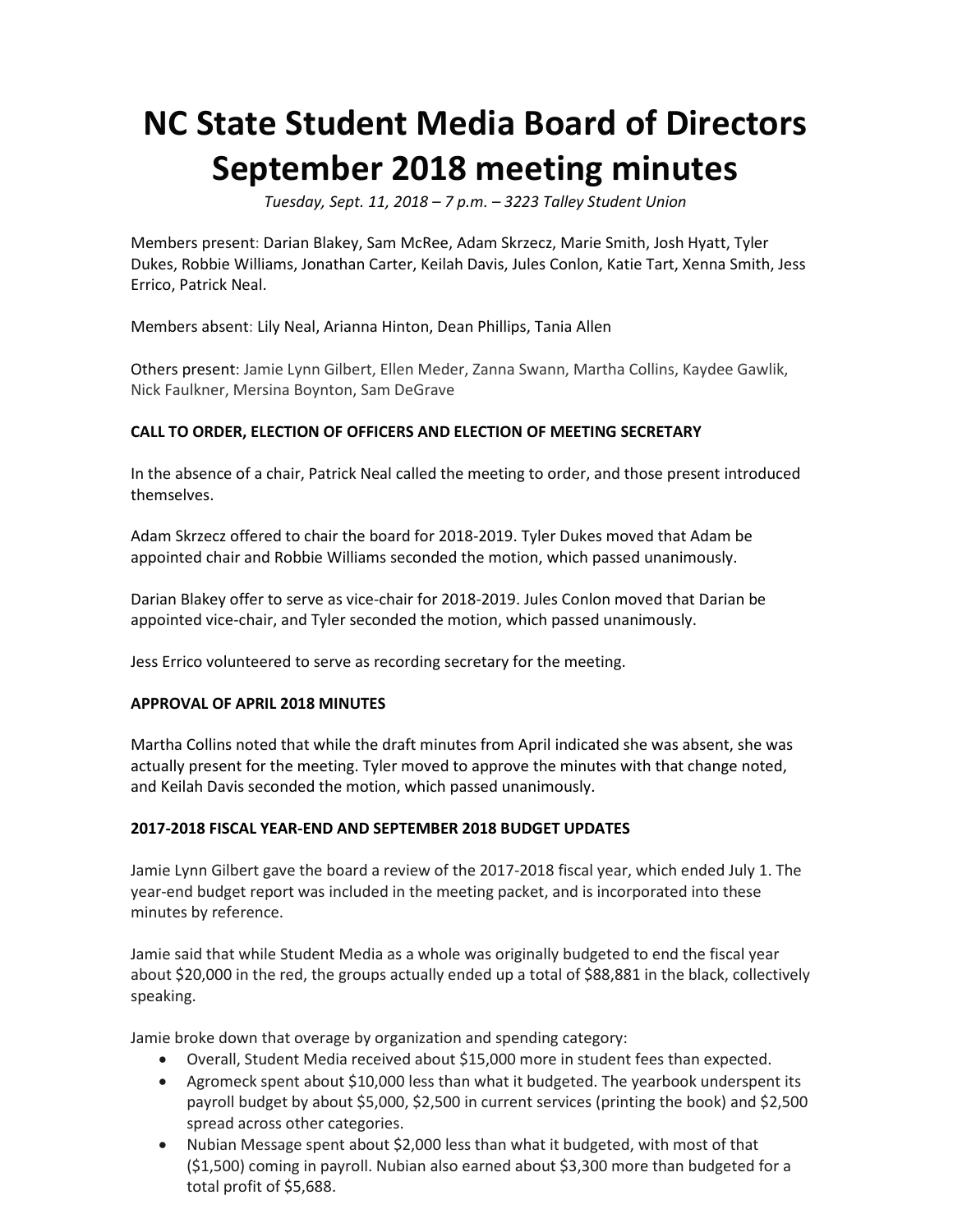# NC State Student Media Board of Directors September 2018 meeting minutes

*Tuesday, Sept. 11, 2018 – 7 p.m. – 3223 Talley Student Union*

Members present: Darian Blakey, Sam McRee, Adam Skrzecz, Marie Smith, Josh Hyatt, Tyler Dukes, Robbie Williams, Jonathan Carter, Keilah Davis, Jules Conlon, Katie Tart, Xenna Smith, Jess Errico, Patrick Neal.

Members absent: Lily Neal, Arianna Hinton, Dean Phillips, Tania Allen

Others present: Jamie Lynn Gilbert, Ellen Meder, Zanna Swann, Martha Collins, Kaydee Gawlik, Nick Faulkner, Mersina Boynton, Sam DeGrave

**CALL TO ORDER, ELECTION OF OFFICERS AND ELECTION OF MEETING SECRETARY**

In the absence of a chair, Patrick Neal called the meeting to order, and those present introduced themselves.

Adam Skrzecz offered to chair the board for 2018-2019. Tyler Dukes moved that Adam be appointed chair and Robbie Williams seconded the motion, which passed unanimously.

Darian Blakey offer to serve as vice-chair for 2018-2019. Jules Conlon moved that Darian be appointed vice-chair, and Tyler seconded the motion, which passed unanimously.

Jess Errico volunteered to serve as recording secretary for the meeting.

**APPROVAL OF APRIL 2018 MINUTES**

Martha Collins noted that while the draft minutes from April indicated she was absent, she was actually present for the meeting. Tyler moved to approve the minutes with that change noted, and Keilah Davis seconded the motion, which passed unanimously.

**2017-2018 FISCAL YEAR-END AND SEPTEMBER 2018 BUDGET UPDATES**

Jamie Lynn Gilbert gave the board a review of the 2017-2018 fiscal year, which ended July 1. The year-end budget report was included in the meeting packet, and is incorporated into these minutes by reference.

Jamie said that while Student Media as a whole was originally budgeted to end the fiscal year about $20,000 in the red, the groups actually ended up a total of $88,881 in the black, collectively speaking.

Jamie broke down that overage by organization and spending category:

- Overall, Student Media received about $15,000 more in student fees than expected.
- Agromeck spent about $10,000 less than what it budgeted. The yearbook underspent its payroll budget by about $5,000, $2,500 in current services (printing the book) and $2,500 spread across other categories.
- Nubian Message spent about $2,000 less than what it budgeted, with most of that ($1,500) coming in payroll. Nubian also earned about $3,300 more than budgeted for a total profit of $5,688.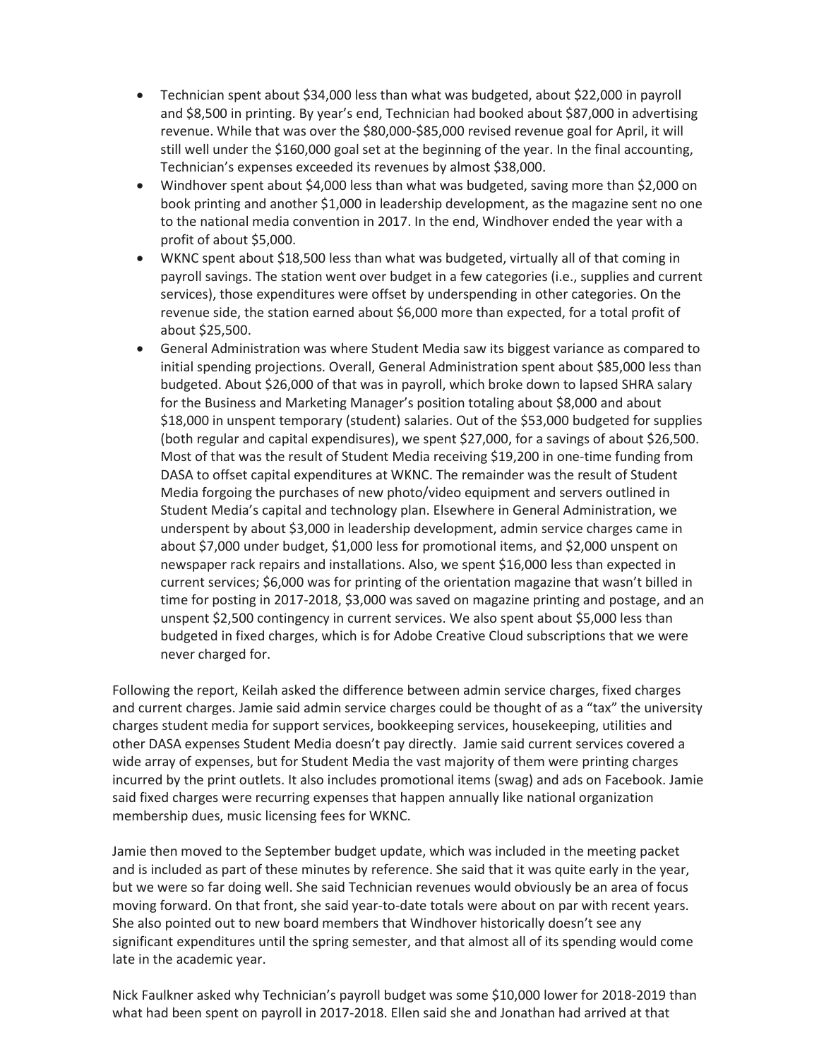- Technician spent about $34,000 less than what was budgeted, about $22,000 in payroll and $8,500 in printing. By year's end, Technician had booked about $87,000 in advertising revenue. While that was over the $80,000-$85,000 revised revenue goal for April, it will still well under the $160,000 goal set at the beginning of the year. In the final accounting, Technician's expenses exceeded its revenues by almost $38,000.
- Windhover spent about $4,000 less than what was budgeted, saving more than $2,000 on book printing and another $1,000 in leadership development, as the magazine sent no one to the national media convention in 2017. In the end, Windhover ended the year with a profit of about $5,000.
- WKNC spent about $18,500 less than what was budgeted, virtually all of that coming in payroll savings. The station went over budget in a few categories (i.e., supplies and current services), those expenditures were offset by underspending in other categories. On the revenue side, the station earned about $6,000 more than expected, for a total profit of about $25,500.
- General Administration was where Student Media saw its biggest variance as compared to initial spending projections. Overall, General Administration spent about $85,000 less than budgeted. About $26,000 of that was in payroll, which broke down to lapsed SHRA salary for the Business and Marketing Manager's position totaling about $8,000 and about $18,000 in unspent temporary (student) salaries. Out of the $53,000 budgeted for supplies (both regular and capital expendisures), we spent $27,000, for a savings of about $26,500. Most of that was the result of Student Media receiving $19,200 in one-time funding from DASA to offset capital expenditures at WKNC. The remainder was the result of Student Media forgoing the purchases of new photo/video equipment and servers outlined in Student Media's capital and technology plan. Elsewhere in General Administration, we underspent by about $3,000 in leadership development, admin service charges came in about $7,000 under budget, $1,000 less for promotional items, and $2,000 unspent on newspaper rack repairs and installations. Also, we spent $16,000 less than expected in current services; $6,000 was for printing of the orientation magazine that wasn't billed in time for posting in 2017-2018, $3,000 was saved on magazine printing and postage, and an unspent $2,500 contingency in current services. We also spent about $5,000 less than budgeted in fixed charges, which is for Adobe Creative Cloud subscriptions that we were never charged for.

Following the report, Keilah asked the difference between admin service charges, fixed charges and current charges. Jamie said admin service charges could be thought of as a "tax" the university charges student media for support services, bookkeeping services, housekeeping, utilities and other DASA expenses Student Media doesn't pay directly. Jamie said current services covered a wide array of expenses, but for Student Media the vast majority of them were printing charges incurred by the print outlets. It also includes promotional items (swag) and ads on Facebook. Jamie said fixed charges were recurring expenses that happen annually like national organization membership dues, music licensing fees for WKNC.

Jamie then moved to the September budget update, which was included in the meeting packet and is included as part of these minutes by reference. She said that it was quite early in the year, but we were so far doing well. She said Technician revenues would obviously be an area of focus moving forward. On that front, she said year-to-date totals were about on par with recent years. She also pointed out to new board members that Windhover historically doesn't see any significant expenditures until the spring semester, and that almost all of its spending would come late in the academic year.

Nick Faulkner asked why Technician's payroll budget was some $10,000 lower for 2018-2019 than what had been spent on payroll in 2017-2018. Ellen said she and Jonathan had arrived at that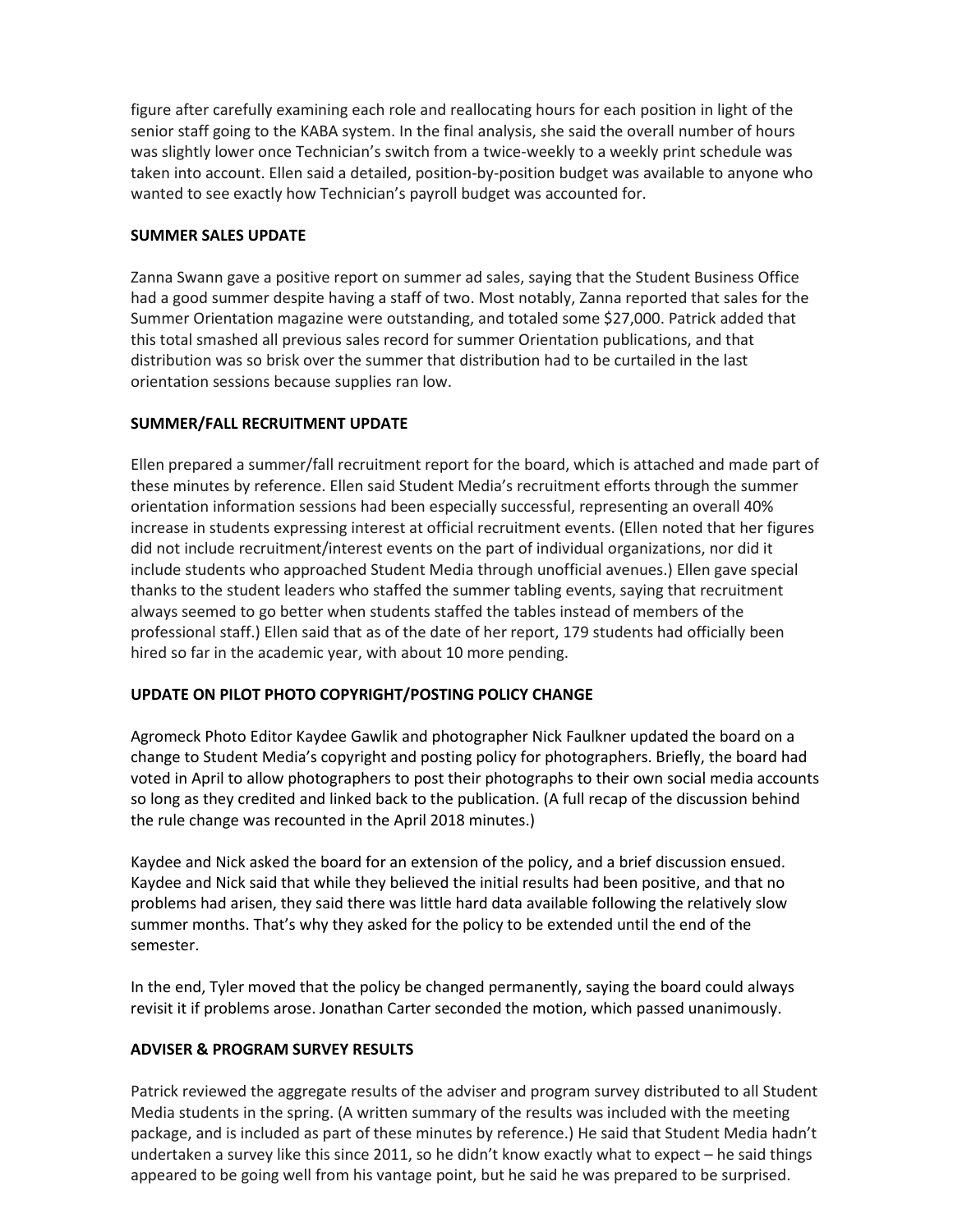figure after carefully examining each role and reallocating hours for each position in light of the senior staff going to the KABA system. In the final analysis, she said the overall number of hours was slightly lower once Technician's switch from a twice-weekly to a weekly print schedule was taken into account. Ellen said a detailed, position-by-position budget was available to anyone who wanted to see exactly how Technician's payroll budget was accounted for.

**SUMMER SALES UPDATE**

Zanna Swann gave a positive report on summer ad sales, saying that the Student Business Office had a good summer despite having a staff of two. Most notably, Zanna reported that sales for the Summer Orientation magazine were outstanding, and totaled some $27,000. Patrick added that this total smashed all previous sales record for summer Orientation publications, and that distribution was so brisk over the summer that distribution had to be curtailed in the last orientation sessions because supplies ran low.

**SUMMER/FALL RECRUITMENT UPDATE**

Ellen prepared a summer/fall recruitment report for the board, which is attached and made part of these minutes by reference. Ellen said Student Media's recruitment efforts through the summer orientation information sessions had been especially successful, representing an overall 40% increase in students expressing interest at official recruitment events. (Ellen noted that her figures did not include recruitment/interest events on the part of individual organizations, nor did it include students who approached Student Media through unofficial avenues.) Ellen gave special thanks to the student leaders who staffed the summer tabling events, saying that recruitment always seemed to go better when students staffed the tables instead of members of the professional staff.) Ellen said that as of the date of her report, 179 students had officially been hired so far in the academic year, with about 10 more pending.

**UPDATE ON PILOT PHOTO COPYRIGHT/POSTING POLICY CHANGE**

Agromeck Photo Editor Kaydee Gawlik and photographer Nick Faulkner updated the board on a change to Student Media's copyright and posting policy for photographers. Briefly, the board had voted in April to allow photographers to post their photographs to their own social media accounts so long as they credited and linked back to the publication. (A full recap of the discussion behind the rule change was recounted in the April 2018 minutes.)

Kaydee and Nick asked the board for an extension of the policy, and a brief discussion ensued. Kaydee and Nick said that while they believed the initial results had been positive, and that no problems had arisen, they said there was little hard data available following the relatively slow summer months. That's why they asked for the policy to be extended until the end of the semester.

In the end, Tyler moved that the policy be changed permanently, saying the board could always revisit it if problems arose. Jonathan Carter seconded the motion, which passed unanimously.

**ADVISER & PROGRAM SURVEY RESULTS**

Patrick reviewed the aggregate results of the adviser and program survey distributed to all Student Media students in the spring. (A written summary of the results was included with the meeting package, and is included as part of these minutes by reference.) He said that Student Media hadn't undertaken a survey like this since 2011, so he didn't know exactly what to expect – he said things appeared to be going well from his vantage point, but he said he was prepared to be surprised.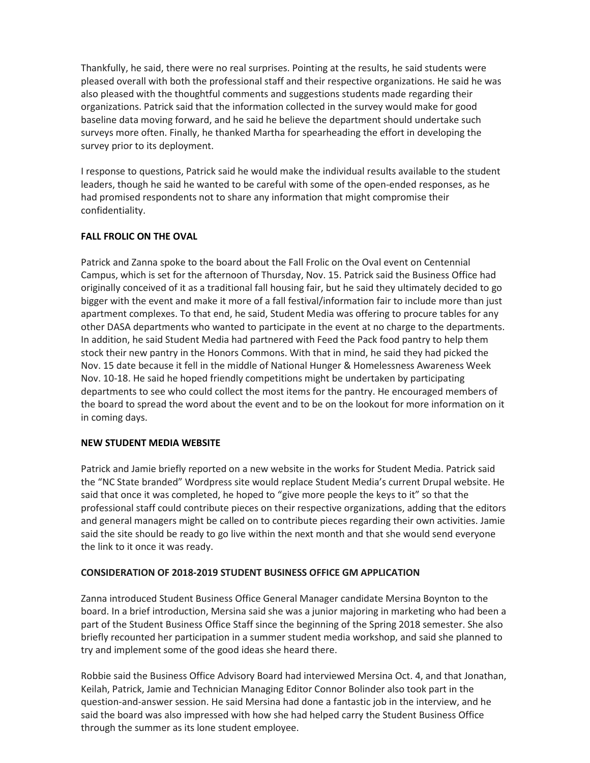Thankfully, he said, there were no real surprises. Pointing at the results, he said students were pleased overall with both the professional staff and their respective organizations. He said he was also pleased with the thoughtful comments and suggestions students made regarding their organizations. Patrick said that the information collected in the survey would make for good baseline data moving forward, and he said he believe the department should undertake such surveys more often. Finally, he thanked Martha for spearheading the effort in developing the survey prior to its deployment.

I response to questions, Patrick said he would make the individual results available to the student leaders, though he said he wanted to be careful with some of the open-ended responses, as he had promised respondents not to share any information that might compromise their confidentiality.

**FALL FROLIC ON THE OVAL**

Patrick and Zanna spoke to the board about the Fall Frolic on the Oval event on Centennial Campus, which is set for the afternoon of Thursday, Nov. 15. Patrick said the Business Office had originally conceived of it as a traditional fall housing fair, but he said they ultimately decided to go bigger with the event and make it more of a fall festival/information fair to include more than just apartment complexes. To that end, he said, Student Media was offering to procure tables for any other DASA departments who wanted to participate in the event at no charge to the departments. In addition, he said Student Media had partnered with Feed the Pack food pantry to help them stock their new pantry in the Honors Commons. With that in mind, he said they had picked the Nov. 15 date because it fell in the middle of National Hunger & Homelessness Awareness Week Nov. 10-18. He said he hoped friendly competitions might be undertaken by participating departments to see who could collect the most items for the pantry. He encouraged members of the board to spread the word about the event and to be on the lookout for more information on it in coming days.

**NEW STUDENT MEDIA WEBSITE**

Patrick and Jamie briefly reported on a new website in the works for Student Media. Patrick said the "NC State branded" Wordpress site would replace Student Media's current Drupal website. He said that once it was completed, he hoped to "give more people the keys to it" so that the professional staff could contribute pieces on their respective organizations, adding that the editors and general managers might be called on to contribute pieces regarding their own activities. Jamie said the site should be ready to go live within the next month and that she would send everyone the link to it once it was ready.

**CONSIDERATION OF 2018-2019 STUDENT BUSINESS OFFICE GM APPLICATION**

Zanna introduced Student Business Office General Manager candidate Mersina Boynton to the board. In a brief introduction, Mersina said she was a junior majoring in marketing who had been a part of the Student Business Office Staff since the beginning of the Spring 2018 semester. She also briefly recounted her participation in a summer student media workshop, and said she planned to try and implement some of the good ideas she heard there.

Robbie said the Business Office Advisory Board had interviewed Mersina Oct. 4, and that Jonathan, Keilah, Patrick, Jamie and Technician Managing Editor Connor Bolinder also took part in the question-and-answer session. He said Mersina had done a fantastic job in the interview, and he said the board was also impressed with how she had helped carry the Student Business Office through the summer as its lone student employee.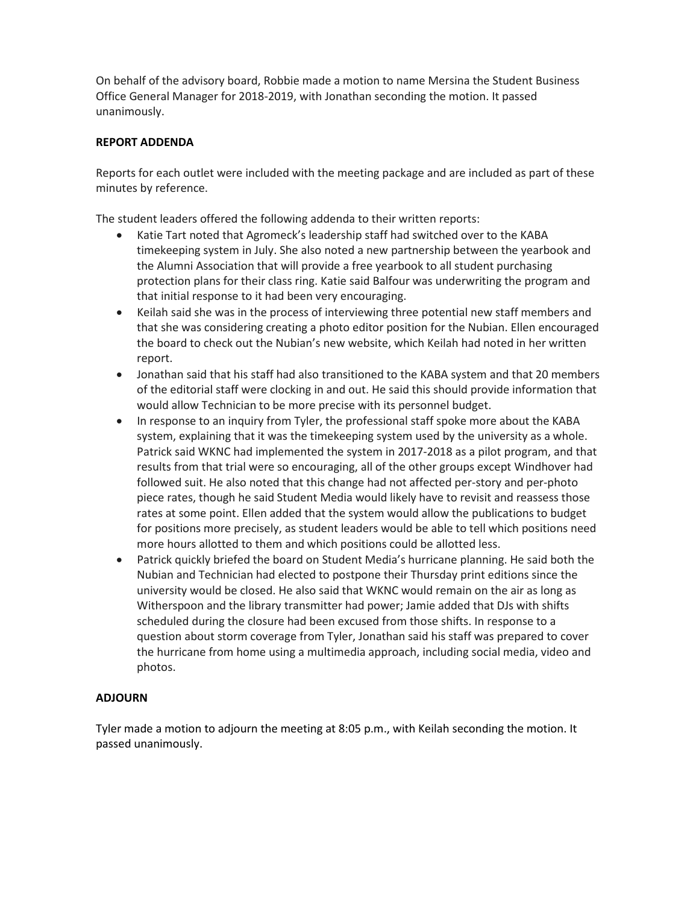On behalf of the advisory board, Robbie made a motion to name Mersina the Student Business Office General Manager for 2018-2019, with Jonathan seconding the motion. It passed unanimously.

**REPORT ADDENDA**

Reports for each outlet were included with the meeting package and are included as part of these minutes by reference.

The student leaders offered the following addenda to their written reports:

- Katie Tart noted that Agromeck's leadership staff had switched over to the KABA timekeeping system in July. She also noted a new partnership between the yearbook and the Alumni Association that will provide a free yearbook to all student purchasing protection plans for their class ring. Katie said Balfour was underwriting the program and that initial response to it had been very encouraging.
- Keilah said she was in the process of interviewing three potential new staff members and that she was considering creating a photo editor position for the Nubian. Ellen encouraged the board to check out the Nubian's new website, which Keilah had noted in her written report.
- Jonathan said that his staff had also transitioned to the KABA system and that 20 members of the editorial staff were clocking in and out. He said this should provide information that would allow Technician to be more precise with its personnel budget.
- In response to an inquiry from Tyler, the professional staff spoke more about the KABA system, explaining that it was the timekeeping system used by the university as a whole. Patrick said WKNC had implemented the system in 2017-2018 as a pilot program, and that results from that trial were so encouraging, all of the other groups except Windhover had followed suit. He also noted that this change had not affected per-story and per-photo piece rates, though he said Student Media would likely have to revisit and reassess those rates at some point. Ellen added that the system would allow the publications to budget for positions more precisely, as student leaders would be able to tell which positions need more hours allotted to them and which positions could be allotted less.
- Patrick quickly briefed the board on Student Media's hurricane planning. He said both the Nubian and Technician had elected to postpone their Thursday print editions since the university would be closed. He also said that WKNC would remain on the air as long as Witherspoon and the library transmitter had power; Jamie added that DJs with shifts scheduled during the closure had been excused from those shifts. In response to a question about storm coverage from Tyler, Jonathan said his staff was prepared to cover the hurricane from home using a multimedia approach, including social media, video and photos.

**ADJOURN**

Tyler made a motion to adjourn the meeting at 8:05 p.m., with Keilah seconding the motion. It passed unanimously.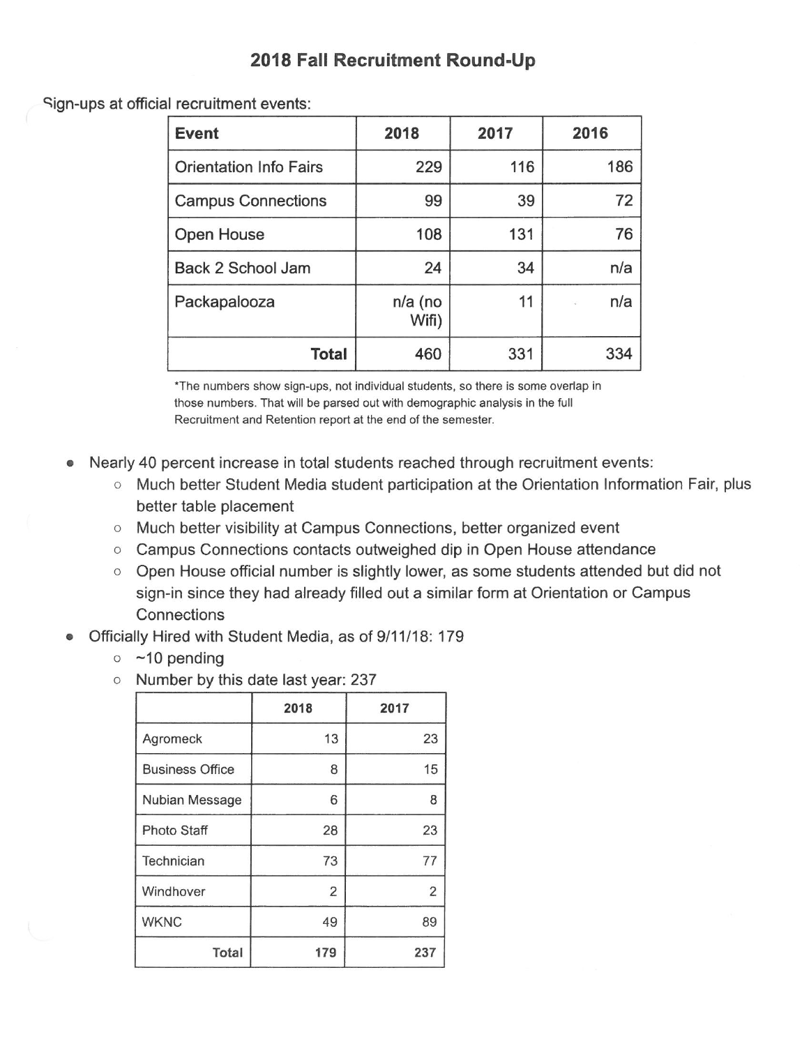# 2018 Fall Recruitment Round-Up

Sign-ups at official recruitment events:

| Event | 2018 | 2017 | 2016 |
|---|---|---|---|
| Orientation Info Fairs | 229 | 116 | 186 |
| Campus Connections | 99 | 39 | 72 |
| Open House | 108 | 131 | 76 |
| Back 2 School Jam | 24 | 34 | n/a |
| Packapalooza | n/a (no Wifi) | 11 | n/a |
| **Total** | 460 | 331 | 334 |

*The numbers show sign-ups, not individual students, so there is some overlap in those numbers. That will be parsed out with demographic analysis in the full Recruitment and Retention report at the end of the semester.

- Nearly 40 percent increase in total students reached through recruitment events:
  - Much better Student Media student participation at the Orientation Information Fair, plus better table placement
  - Much better visibility at Campus Connections, better organized event
  - Campus Connections contacts outweighed dip in Open House attendance
  - Open House official number is slightly lower, as some students attended but did not sign-in since they had already filled out a similar form at Orientation or Campus Connections
- Officially Hired with Student Media, as of 9/11/18: 179
  - ~10 pending
  - Number by this date last year: 237

| | 2018 | 2017 |
|---|---|---|
| Agromeck | 13 | 23 |
| Business Office | 8 | 15 |
| Nubian Message | 6 | 8 |
| Photo Staff | 28 | 23 |
| Technician | 73 | 77 |
| Windhover | 2 | 2 |
| WKNC | 49 | 89 |
| **Total** | **179** | **237** |